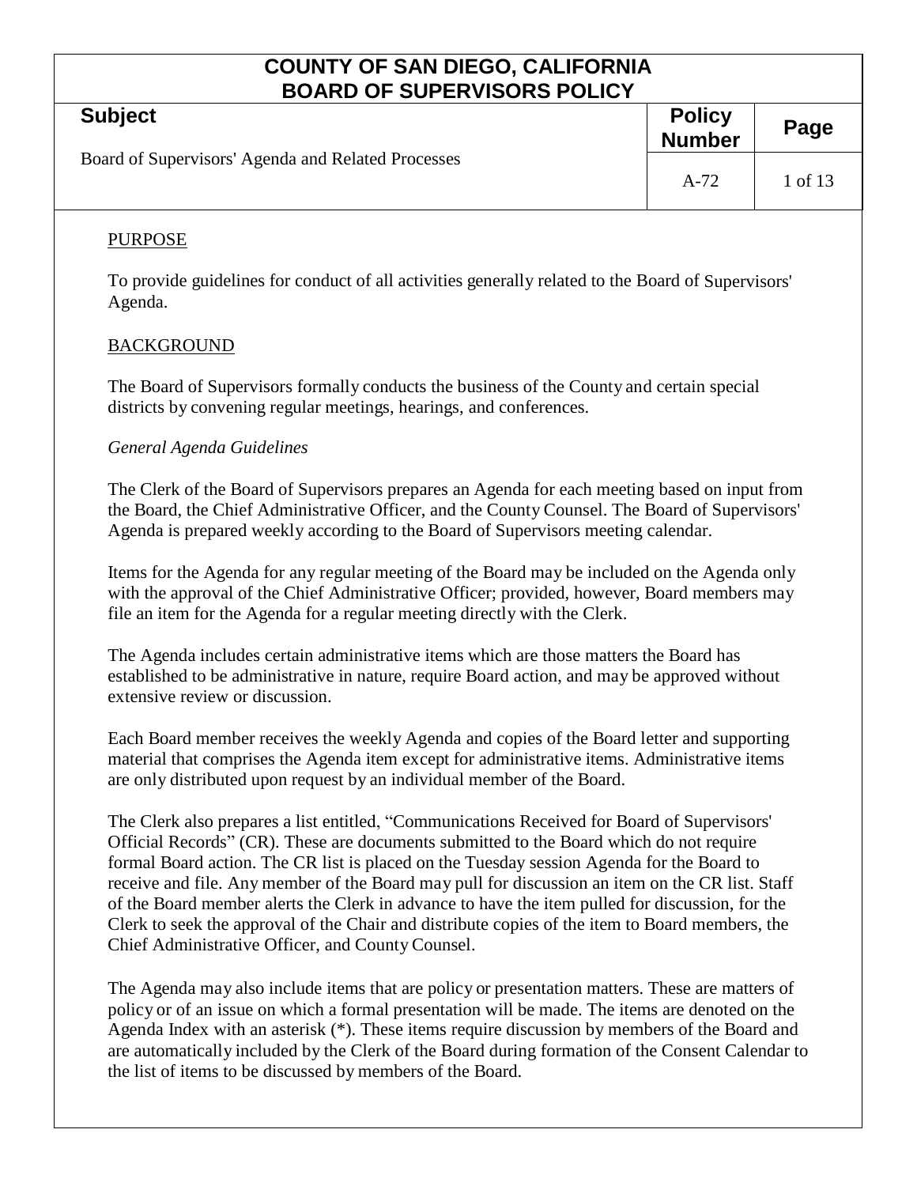# COUNTY OF SAN DIEGO, CALIFORNIA
# BOARD OF SUPERVISORS POLICY

| Subject | Policy Number | Page |
|---|---|---|
| Board of Supervisors' Agenda and Related Processes | A-72 | 1 of 13 |

## PURPOSE

To provide guidelines for conduct of all activities generally related to the Board of Supervisors' Agenda.

## BACKGROUND

The Board of Supervisors formally conducts the business of the County and certain special districts by convening regular meetings, hearings, and conferences.

*General Agenda Guidelines*

The Clerk of the Board of Supervisors prepares an Agenda for each meeting based on input from the Board, the Chief Administrative Officer, and the County Counsel. The Board of Supervisors' Agenda is prepared weekly according to the Board of Supervisors meeting calendar.

Items for the Agenda for any regular meeting of the Board may be included on the Agenda only with the approval of the Chief Administrative Officer; provided, however, Board members may file an item for the Agenda for a regular meeting directly with the Clerk.

The Agenda includes certain administrative items which are those matters the Board has established to be administrative in nature, require Board action, and may be approved without extensive review or discussion.

Each Board member receives the weekly Agenda and copies of the Board letter and supporting material that comprises the Agenda item except for administrative items. Administrative items are only distributed upon request by an individual member of the Board.

The Clerk also prepares a list entitled, "Communications Received for Board of Supervisors' Official Records" (CR). These are documents submitted to the Board which do not require formal Board action. The CR list is placed on the Tuesday session Agenda for the Board to receive and file. Any member of the Board may pull for discussion an item on the CR list. Staff of the Board member alerts the Clerk in advance to have the item pulled for discussion, for the Clerk to seek the approval of the Chair and distribute copies of the item to Board members, the Chief Administrative Officer, and County Counsel.

The Agenda may also include items that are policy or presentation matters. These are matters of policy or of an issue on which a formal presentation will be made. The items are denoted on the Agenda Index with an asterisk (*). These items require discussion by members of the Board and are automatically included by the Clerk of the Board during formation of the Consent Calendar to the list of items to be discussed by members of the Board.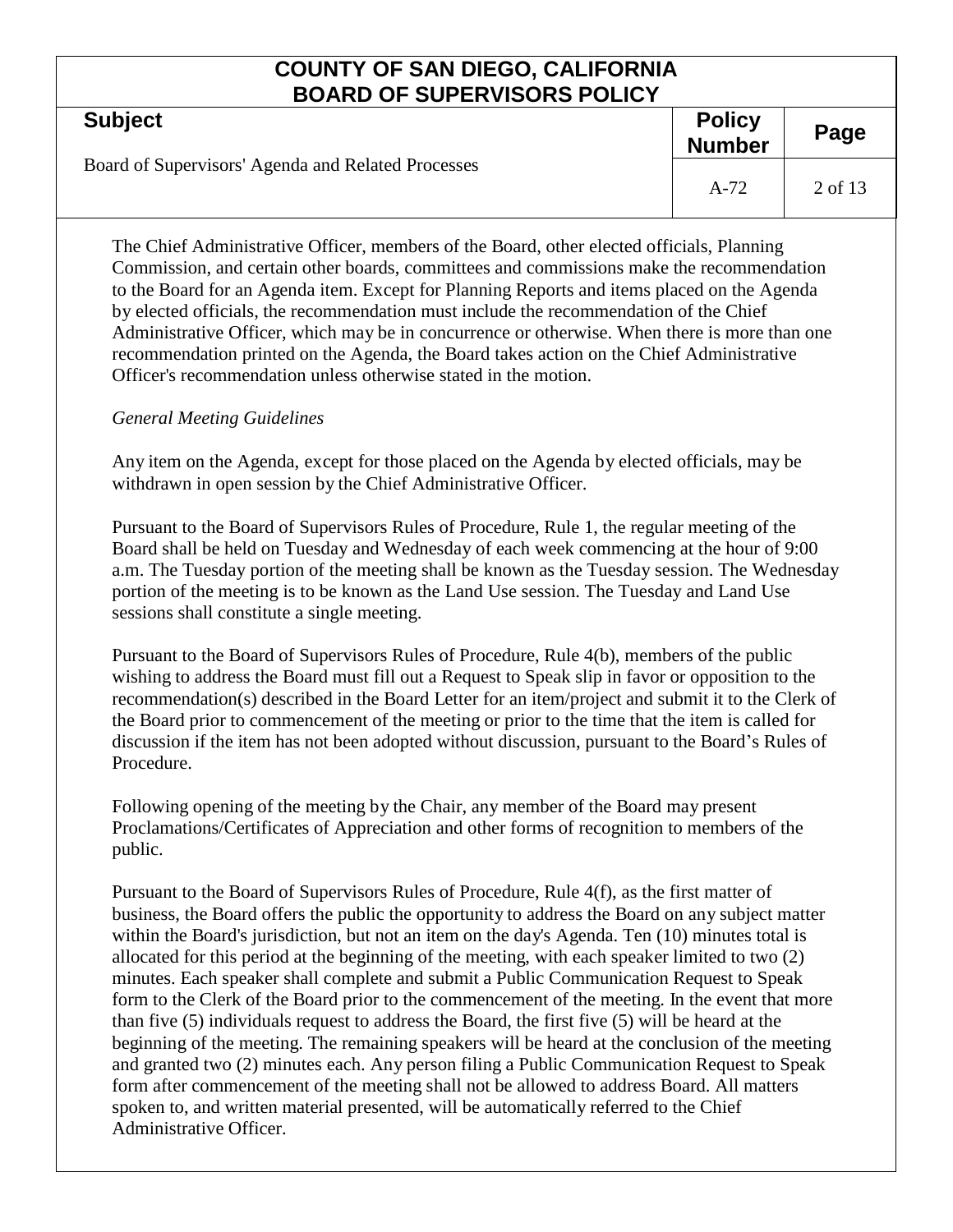The Chief Administrative Officer, members of the Board, other elected officials, Planning Commission, and certain other boards, committees and commissions make the recommendation to the Board for an Agenda item. Except for Planning Reports and items placed on the Agenda by elected officials, the recommendation must include the recommendation of the Chief Administrative Officer, which may be in concurrence or otherwise. When there is more than one recommendation printed on the Agenda, the Board takes action on the Chief Administrative Officer's recommendation unless otherwise stated in the motion.

*General Meeting Guidelines*

Any item on the Agenda, except for those placed on the Agenda by elected officials, may be withdrawn in open session by the Chief Administrative Officer.

Pursuant to the Board of Supervisors Rules of Procedure, Rule 1, the regular meeting of the Board shall be held on Tuesday and Wednesday of each week commencing at the hour of 9:00 a.m. The Tuesday portion of the meeting shall be known as the Tuesday session. The Wednesday portion of the meeting is to be known as the Land Use session. The Tuesday and Land Use sessions shall constitute a single meeting.

Pursuant to the Board of Supervisors Rules of Procedure, Rule 4(b), members of the public wishing to address the Board must fill out a Request to Speak slip in favor or opposition to the recommendation(s) described in the Board Letter for an item/project and submit it to the Clerk of the Board prior to commencement of the meeting or prior to the time that the item is called for discussion if the item has not been adopted without discussion, pursuant to the Board's Rules of Procedure.

Following opening of the meeting by the Chair, any member of the Board may present Proclamations/Certificates of Appreciation and other forms of recognition to members of the public.

Pursuant to the Board of Supervisors Rules of Procedure, Rule 4(f), as the first matter of business, the Board offers the public the opportunity to address the Board on any subject matter within the Board's jurisdiction, but not an item on the day's Agenda. Ten (10) minutes total is allocated for this period at the beginning of the meeting, with each speaker limited to two (2) minutes. Each speaker shall complete and submit a Public Communication Request to Speak form to the Clerk of the Board prior to the commencement of the meeting. In the event that more than five (5) individuals request to address the Board, the first five (5) will be heard at the beginning of the meeting. The remaining speakers will be heard at the conclusion of the meeting and granted two (2) minutes each. Any person filing a Public Communication Request to Speak form after commencement of the meeting shall not be allowed to address Board. All matters spoken to, and written material presented, will be automatically referred to the Chief Administrative Officer.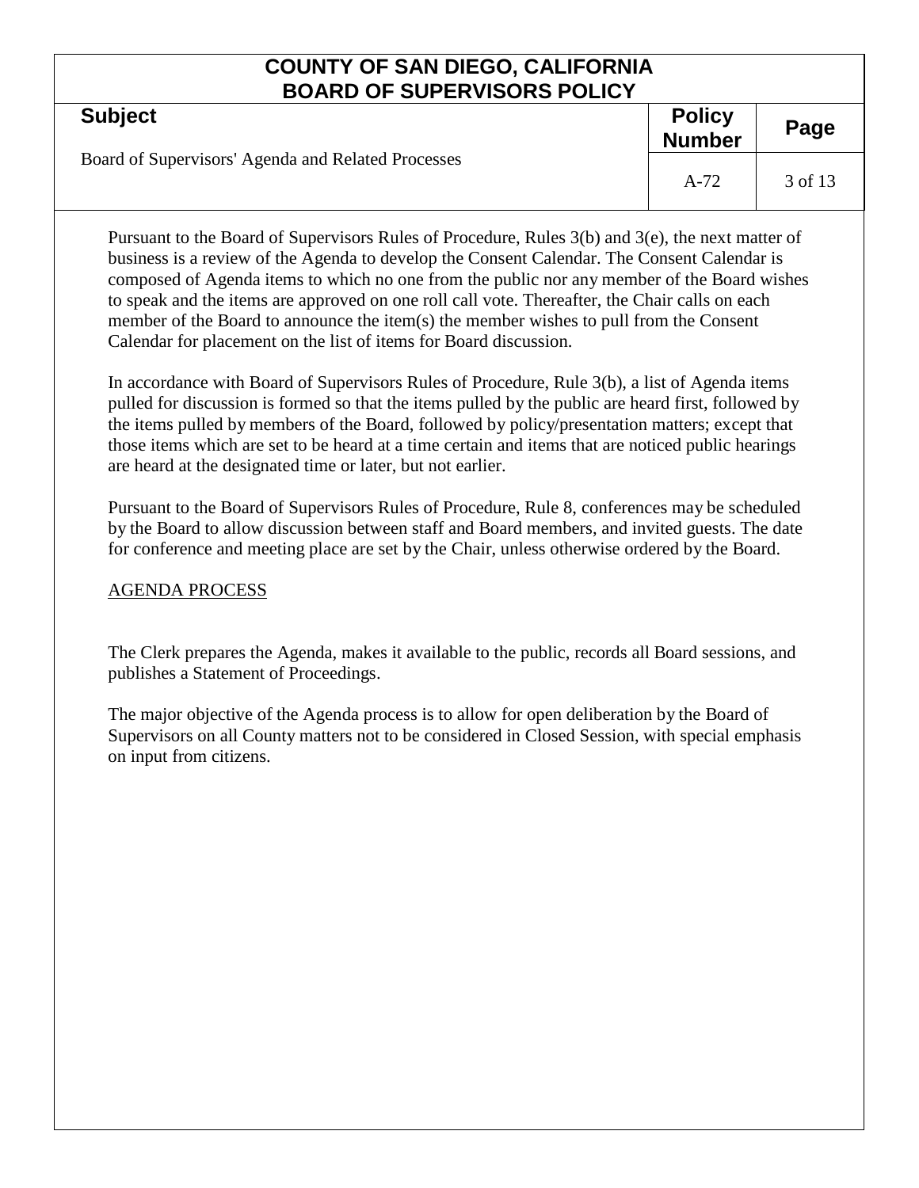Pursuant to the Board of Supervisors Rules of Procedure, Rules 3(b) and 3(e), the next matter of business is a review of the Agenda to develop the Consent Calendar. The Consent Calendar is composed of Agenda items to which no one from the public nor any member of the Board wishes to speak and the items are approved on one roll call vote. Thereafter, the Chair calls on each member of the Board to announce the item(s) the member wishes to pull from the Consent Calendar for placement on the list of items for Board discussion.

In accordance with Board of Supervisors Rules of Procedure, Rule 3(b), a list of Agenda items pulled for discussion is formed so that the items pulled by the public are heard first, followed by the items pulled by members of the Board, followed by policy/presentation matters; except that those items which are set to be heard at a time certain and items that are noticed public hearings are heard at the designated time or later, but not earlier.

Pursuant to the Board of Supervisors Rules of Procedure, Rule 8, conferences may be scheduled by the Board to allow discussion between staff and Board members, and invited guests. The date for conference and meeting place are set by the Chair, unless otherwise ordered by the Board.

## AGENDA PROCESS

The Clerk prepares the Agenda, makes it available to the public, records all Board sessions, and publishes a Statement of Proceedings.

The major objective of the Agenda process is to allow for open deliberation by the Board of Supervisors on all County matters not to be considered in Closed Session, with special emphasis on input from citizens.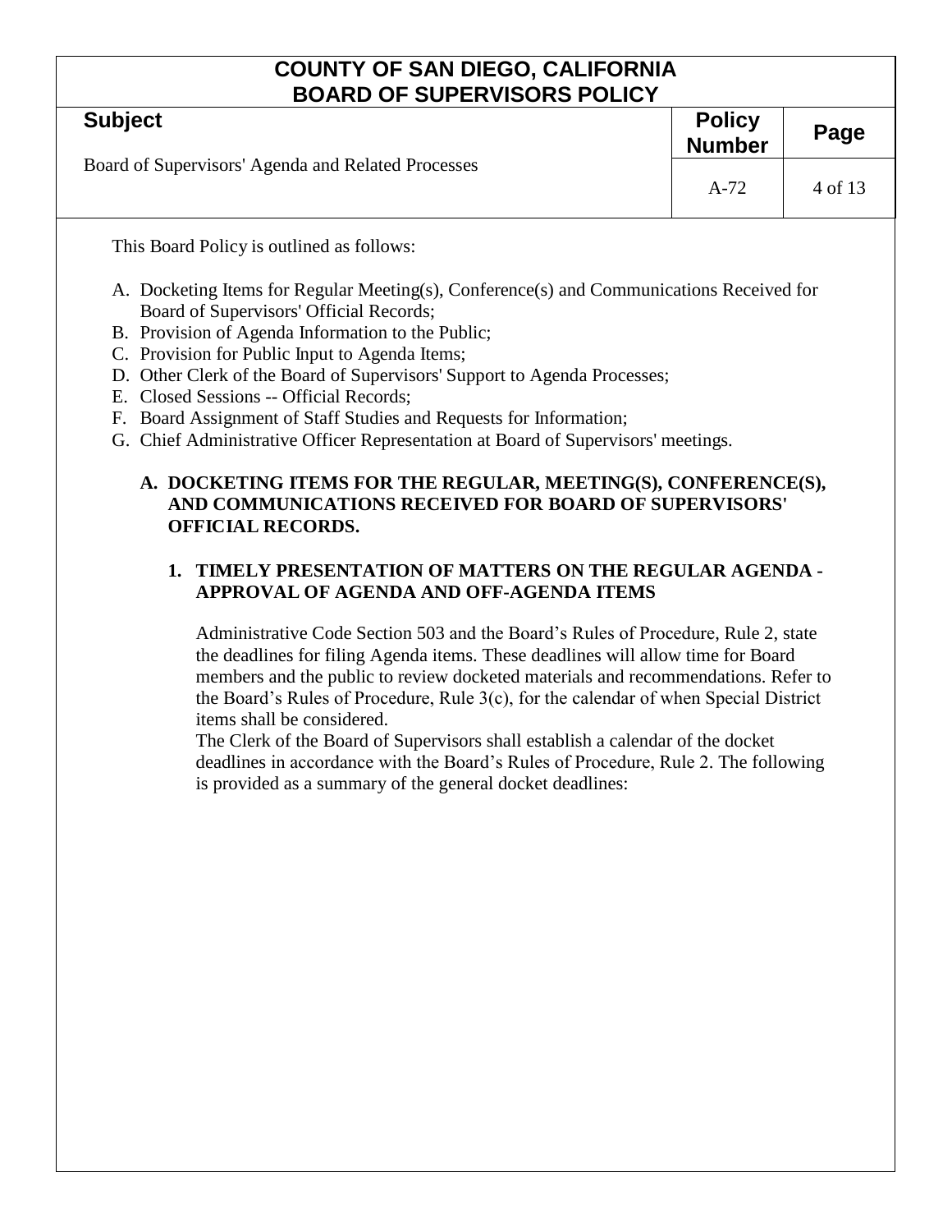This Board Policy is outlined as follows:

A. Docketing Items for Regular Meeting(s), Conference(s) and Communications Received for Board of Supervisors' Official Records;
B. Provision of Agenda Information to the Public;
C. Provision for Public Input to Agenda Items;
D. Other Clerk of the Board of Supervisors' Support to Agenda Processes;
E. Closed Sessions -- Official Records;
F. Board Assignment of Staff Studies and Requests for Information;
G. Chief Administrative Officer Representation at Board of Supervisors' meetings.

## A. DOCKETING ITEMS FOR THE REGULAR, MEETING(S), CONFERENCE(S), AND COMMUNICATIONS RECEIVED FOR BOARD OF SUPERVISORS' OFFICIAL RECORDS.

### 1. TIMELY PRESENTATION OF MATTERS ON THE REGULAR AGENDA - APPROVAL OF AGENDA AND OFF-AGENDA ITEMS

Administrative Code Section 503 and the Board's Rules of Procedure, Rule 2, state the deadlines for filing Agenda items. These deadlines will allow time for Board members and the public to review docketed materials and recommendations. Refer to the Board's Rules of Procedure, Rule 3(c), for the calendar of when Special District items shall be considered.

The Clerk of the Board of Supervisors shall establish a calendar of the docket deadlines in accordance with the Board's Rules of Procedure, Rule 2. The following is provided as a summary of the general docket deadlines: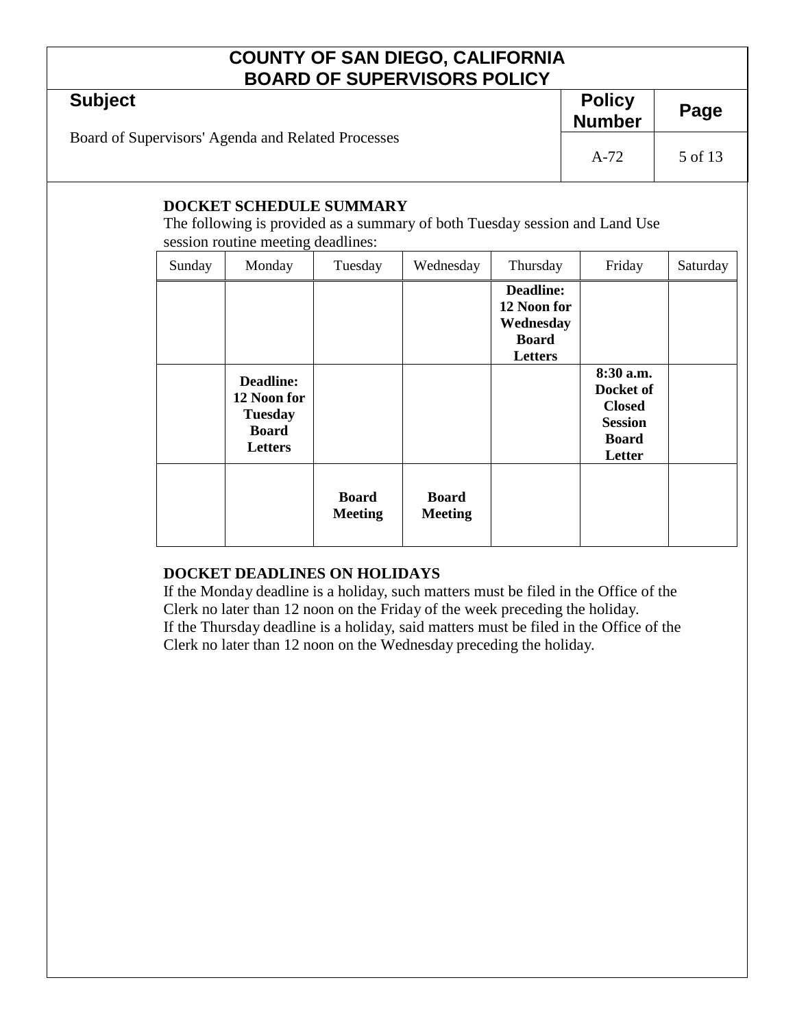**DOCKET SCHEDULE SUMMARY**

The following is provided as a summary of both Tuesday session and Land Use session routine meeting deadlines:

| Sunday | Monday | Tuesday | Wednesday | Thursday | Friday | Saturday |
|---|---|---|---|---|---|---|
| | | | | **Deadline: 12 Noon for Wednesday Board Letters** | | |
| | **Deadline: 12 Noon for Tuesday Board Letters** | | | | **8:30 a.m. Docket of Closed Session Board Letter** | |
| | | **Board Meeting** | **Board Meeting** | | | |

**DOCKET DEADLINES ON HOLIDAYS**

If the Monday deadline is a holiday, such matters must be filed in the Office of the Clerk no later than 12 noon on the Friday of the week preceding the holiday.
If the Thursday deadline is a holiday, said matters must be filed in the Office of the Clerk no later than 12 noon on the Wednesday preceding the holiday.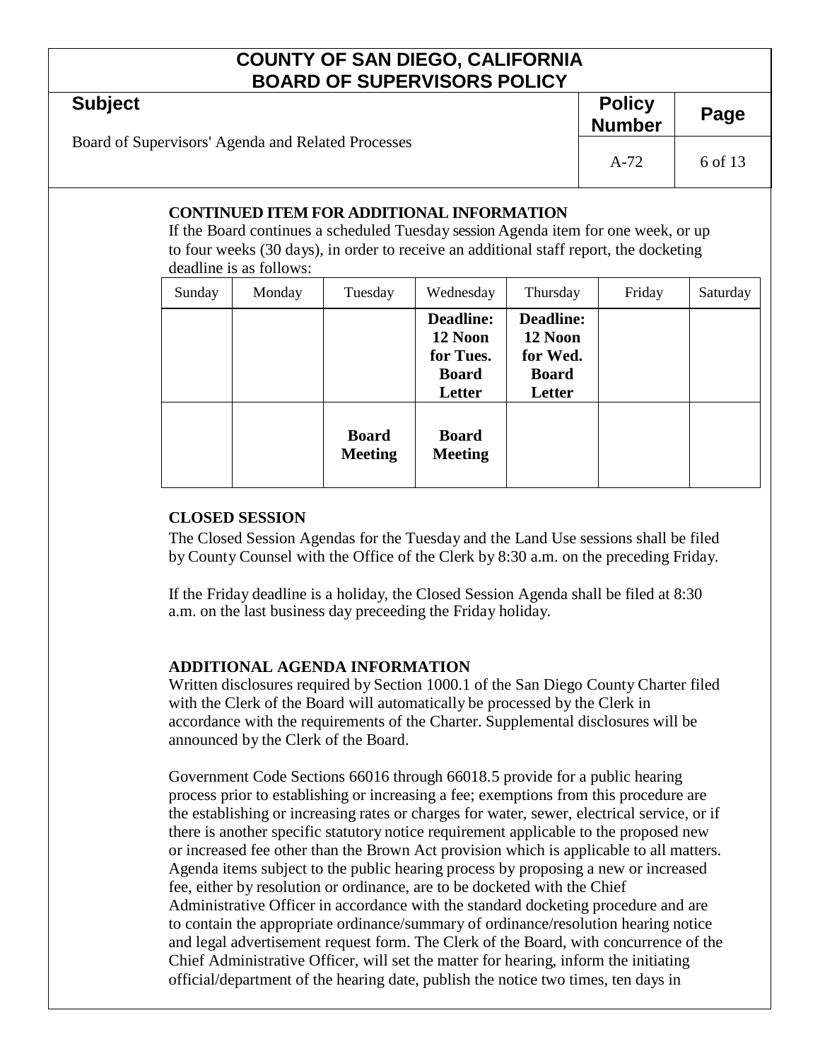**CONTINUED ITEM FOR ADDITIONAL INFORMATION**

If the Board continues a scheduled Tuesday session Agenda item for one week, or up to four weeks (30 days), in order to receive an additional staff report, the docketing deadline is as follows:

| Sunday | Monday | Tuesday | Wednesday | Thursday | Friday | Saturday |
|---|---|---|---|---|---|---|
| | | | **Deadline: 12 Noon for Tues. Board Letter** | **Deadline: 12 Noon for Wed. Board Letter** | | |
| | | **Board Meeting** | **Board Meeting** | | | |

**CLOSED SESSION**

The Closed Session Agendas for the Tuesday and the Land Use sessions shall be filed by County Counsel with the Office of the Clerk by 8:30 a.m. on the preceding Friday.

If the Friday deadline is a holiday, the Closed Session Agenda shall be filed at 8:30 a.m. on the last business day preceeding the Friday holiday.

**ADDITIONAL AGENDA INFORMATION**

Written disclosures required by Section 1000.1 of the San Diego County Charter filed with the Clerk of the Board will automatically be processed by the Clerk in accordance with the requirements of the Charter. Supplemental disclosures will be announced by the Clerk of the Board.

Government Code Sections 66016 through 66018.5 provide for a public hearing process prior to establishing or increasing a fee; exemptions from this procedure are the establishing or increasing rates or charges for water, sewer, electrical service, or if there is another specific statutory notice requirement applicable to the proposed new or increased fee other than the Brown Act provision which is applicable to all matters. Agenda items subject to the public hearing process by proposing a new or increased fee, either by resolution or ordinance, are to be docketed with the Chief Administrative Officer in accordance with the standard docketing procedure and are to contain the appropriate ordinance/summary of ordinance/resolution hearing notice and legal advertisement request form. The Clerk of the Board, with concurrence of the Chief Administrative Officer, will set the matter for hearing, inform the initiating official/department of the hearing date, publish the notice two times, ten days in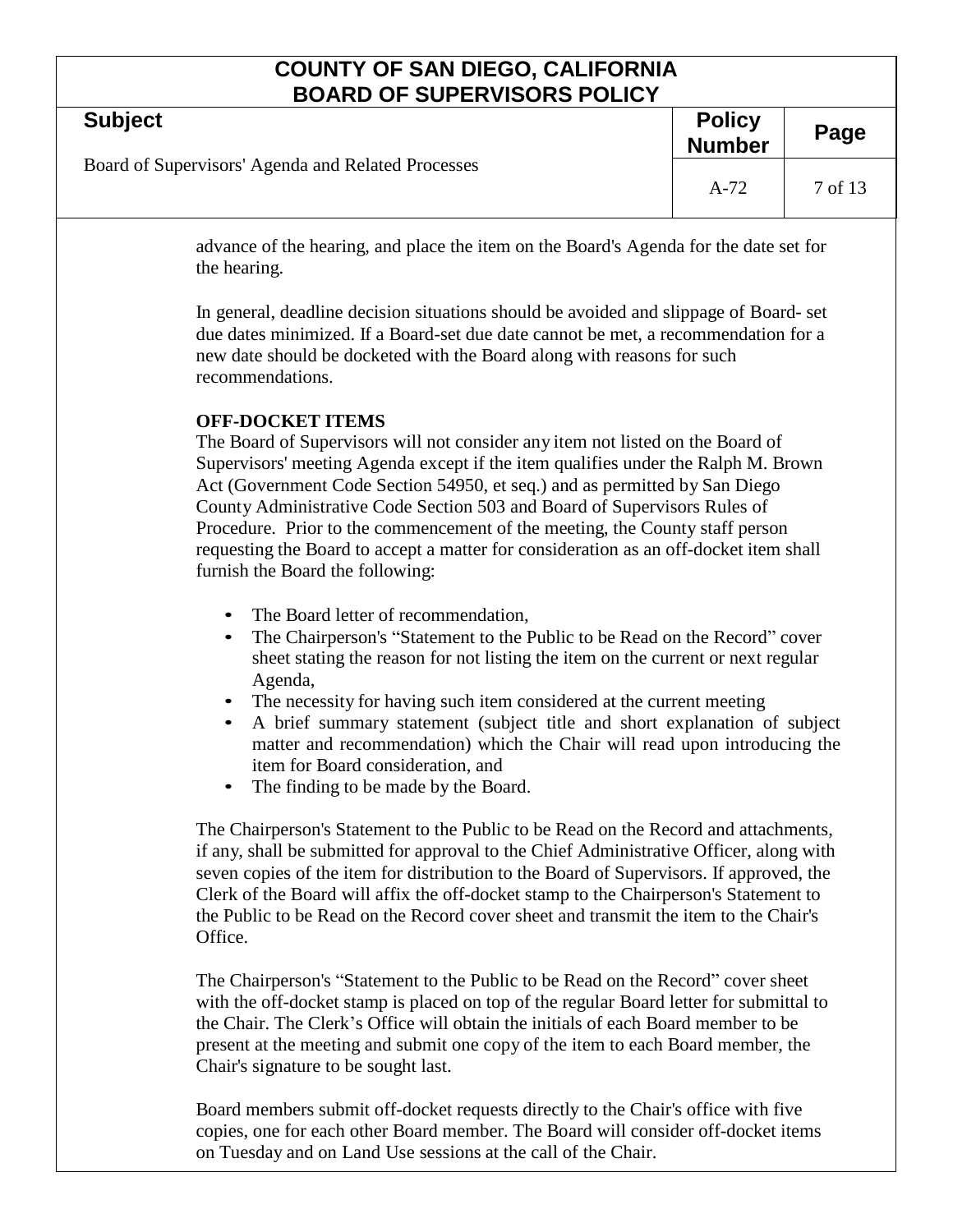advance of the hearing, and place the item on the Board's Agenda for the date set for the hearing.

In general, deadline decision situations should be avoided and slippage of Board- set due dates minimized. If a Board-set due date cannot be met, a recommendation for a new date should be docketed with the Board along with reasons for such recommendations.

**OFF-DOCKET ITEMS**

The Board of Supervisors will not consider any item not listed on the Board of Supervisors' meeting Agenda except if the item qualifies under the Ralph M. Brown Act (Government Code Section 54950, et seq.) and as permitted by San Diego County Administrative Code Section 503 and Board of Supervisors Rules of Procedure. Prior to the commencement of the meeting, the County staff person requesting the Board to accept a matter for consideration as an off-docket item shall furnish the Board the following:

- The Board letter of recommendation,
- The Chairperson's "Statement to the Public to be Read on the Record" cover sheet stating the reason for not listing the item on the current or next regular Agenda,
- The necessity for having such item considered at the current meeting
- A brief summary statement (subject title and short explanation of subject matter and recommendation) which the Chair will read upon introducing the item for Board consideration, and
- The finding to be made by the Board.

The Chairperson's Statement to the Public to be Read on the Record and attachments, if any, shall be submitted for approval to the Chief Administrative Officer, along with seven copies of the item for distribution to the Board of Supervisors. If approved, the Clerk of the Board will affix the off-docket stamp to the Chairperson's Statement to the Public to be Read on the Record cover sheet and transmit the item to the Chair's Office.

The Chairperson's "Statement to the Public to be Read on the Record" cover sheet with the off-docket stamp is placed on top of the regular Board letter for submittal to the Chair. The Clerk's Office will obtain the initials of each Board member to be present at the meeting and submit one copy of the item to each Board member, the Chair's signature to be sought last.

Board members submit off-docket requests directly to the Chair's office with five copies, one for each other Board member. The Board will consider off-docket items on Tuesday and on Land Use sessions at the call of the Chair.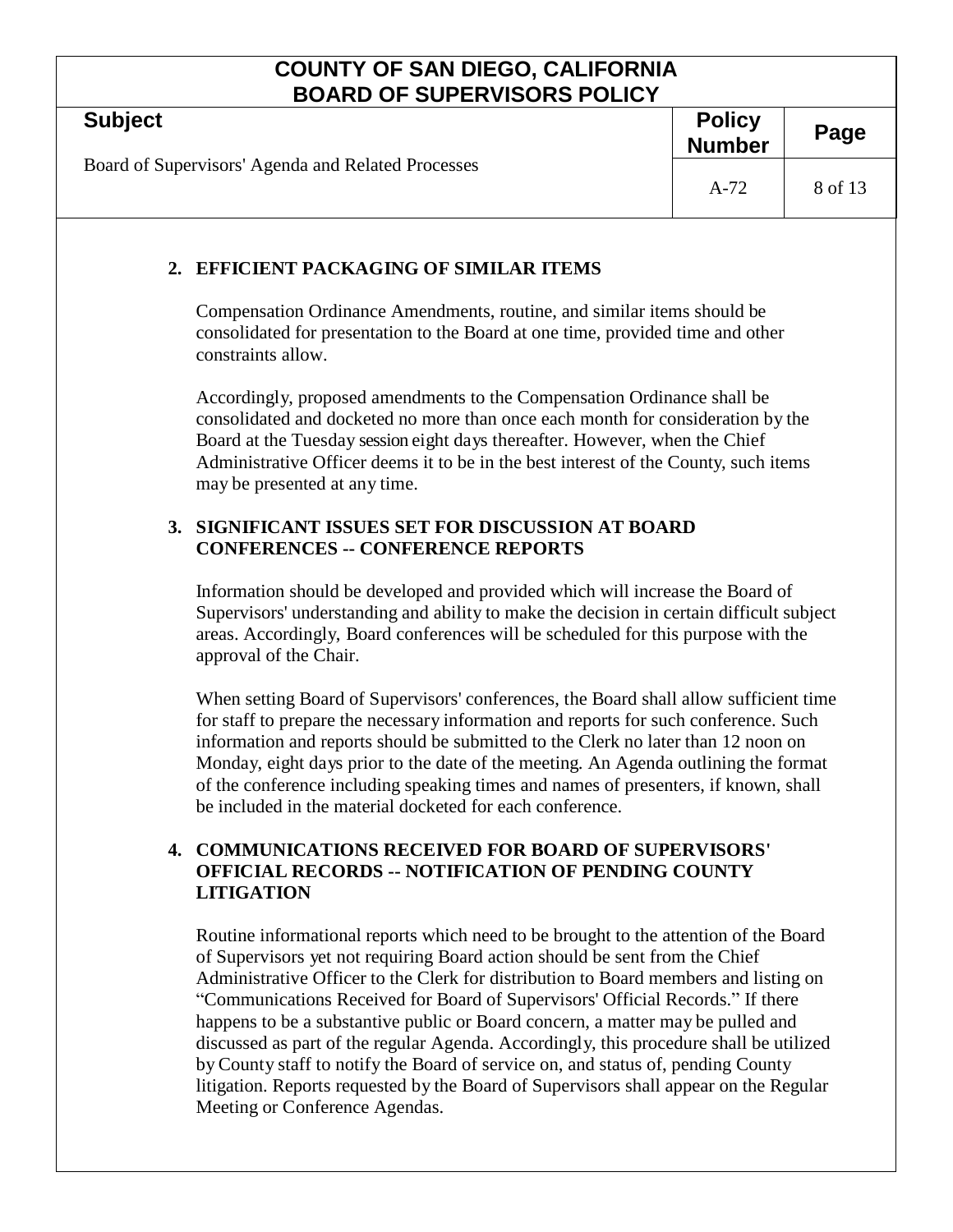### 2. EFFICIENT PACKAGING OF SIMILAR ITEMS

Compensation Ordinance Amendments, routine, and similar items should be consolidated for presentation to the Board at one time, provided time and other constraints allow.

Accordingly, proposed amendments to the Compensation Ordinance shall be consolidated and docketed no more than once each month for consideration by the Board at the Tuesday session eight days thereafter. However, when the Chief Administrative Officer deems it to be in the best interest of the County, such items may be presented at any time.

### 3. SIGNIFICANT ISSUES SET FOR DISCUSSION AT BOARD CONFERENCES -- CONFERENCE REPORTS

Information should be developed and provided which will increase the Board of Supervisors' understanding and ability to make the decision in certain difficult subject areas. Accordingly, Board conferences will be scheduled for this purpose with the approval of the Chair.

When setting Board of Supervisors' conferences, the Board shall allow sufficient time for staff to prepare the necessary information and reports for such conference. Such information and reports should be submitted to the Clerk no later than 12 noon on Monday, eight days prior to the date of the meeting. An Agenda outlining the format of the conference including speaking times and names of presenters, if known, shall be included in the material docketed for each conference.

### 4. COMMUNICATIONS RECEIVED FOR BOARD OF SUPERVISORS' OFFICIAL RECORDS -- NOTIFICATION OF PENDING COUNTY LITIGATION

Routine informational reports which need to be brought to the attention of the Board of Supervisors yet not requiring Board action should be sent from the Chief Administrative Officer to the Clerk for distribution to Board members and listing on "Communications Received for Board of Supervisors' Official Records." If there happens to be a substantive public or Board concern, a matter may be pulled and discussed as part of the regular Agenda. Accordingly, this procedure shall be utilized by County staff to notify the Board of service on, and status of, pending County litigation. Reports requested by the Board of Supervisors shall appear on the Regular Meeting or Conference Agendas.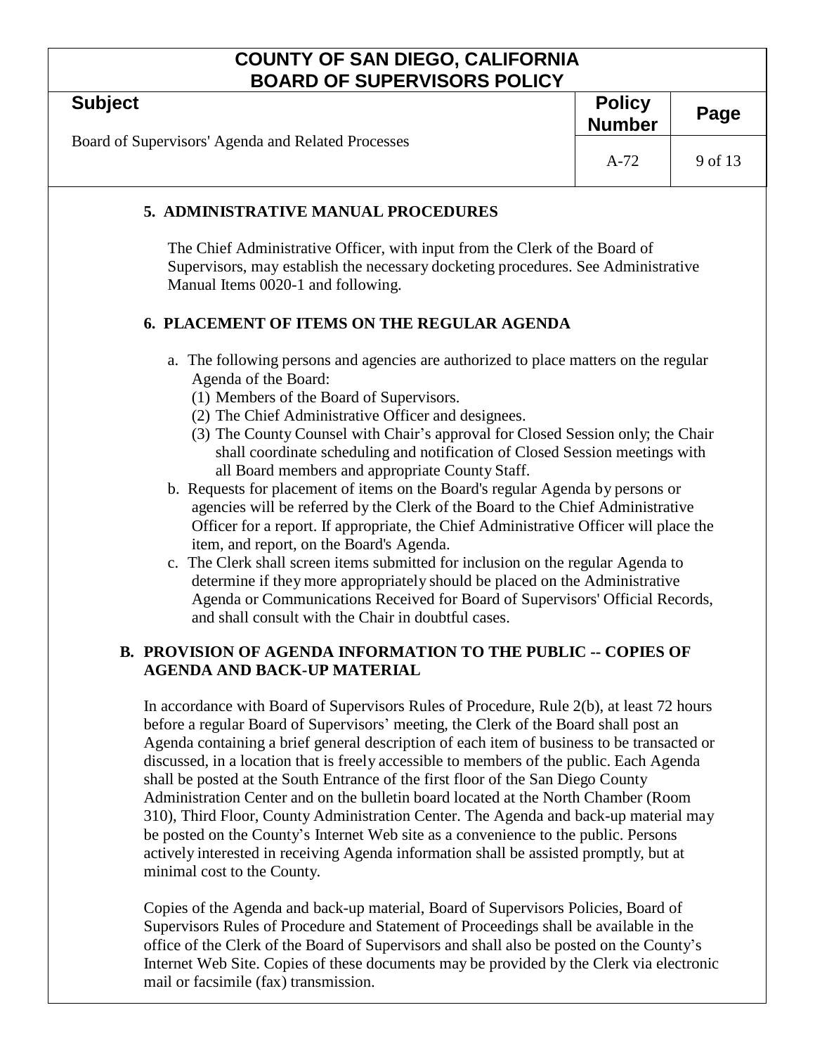### 5. ADMINISTRATIVE MANUAL PROCEDURES

The Chief Administrative Officer, with input from the Clerk of the Board of Supervisors, may establish the necessary docketing procedures. See Administrative Manual Items 0020-1 and following.

### 6. PLACEMENT OF ITEMS ON THE REGULAR AGENDA

a. The following persons and agencies are authorized to place matters on the regular Agenda of the Board:
   (1) Members of the Board of Supervisors.
   (2) The Chief Administrative Officer and designees.
   (3) The County Counsel with Chair's approval for Closed Session only; the Chair shall coordinate scheduling and notification of Closed Session meetings with all Board members and appropriate County Staff.

b. Requests for placement of items on the Board's regular Agenda by persons or agencies will be referred by the Clerk of the Board to the Chief Administrative Officer for a report. If appropriate, the Chief Administrative Officer will place the item, and report, on the Board's Agenda.

c. The Clerk shall screen items submitted for inclusion on the regular Agenda to determine if they more appropriately should be placed on the Administrative Agenda or Communications Received for Board of Supervisors' Official Records, and shall consult with the Chair in doubtful cases.

## B. PROVISION OF AGENDA INFORMATION TO THE PUBLIC -- COPIES OF AGENDA AND BACK-UP MATERIAL

In accordance with Board of Supervisors Rules of Procedure, Rule 2(b), at least 72 hours before a regular Board of Supervisors' meeting, the Clerk of the Board shall post an Agenda containing a brief general description of each item of business to be transacted or discussed, in a location that is freely accessible to members of the public. Each Agenda shall be posted at the South Entrance of the first floor of the San Diego County Administration Center and on the bulletin board located at the North Chamber (Room 310), Third Floor, County Administration Center. The Agenda and back-up material may be posted on the County's Internet Web site as a convenience to the public. Persons actively interested in receiving Agenda information shall be assisted promptly, but at minimal cost to the County.

Copies of the Agenda and back-up material, Board of Supervisors Policies, Board of Supervisors Rules of Procedure and Statement of Proceedings shall be available in the office of the Clerk of the Board of Supervisors and shall also be posted on the County's Internet Web Site. Copies of these documents may be provided by the Clerk via electronic mail or facsimile (fax) transmission.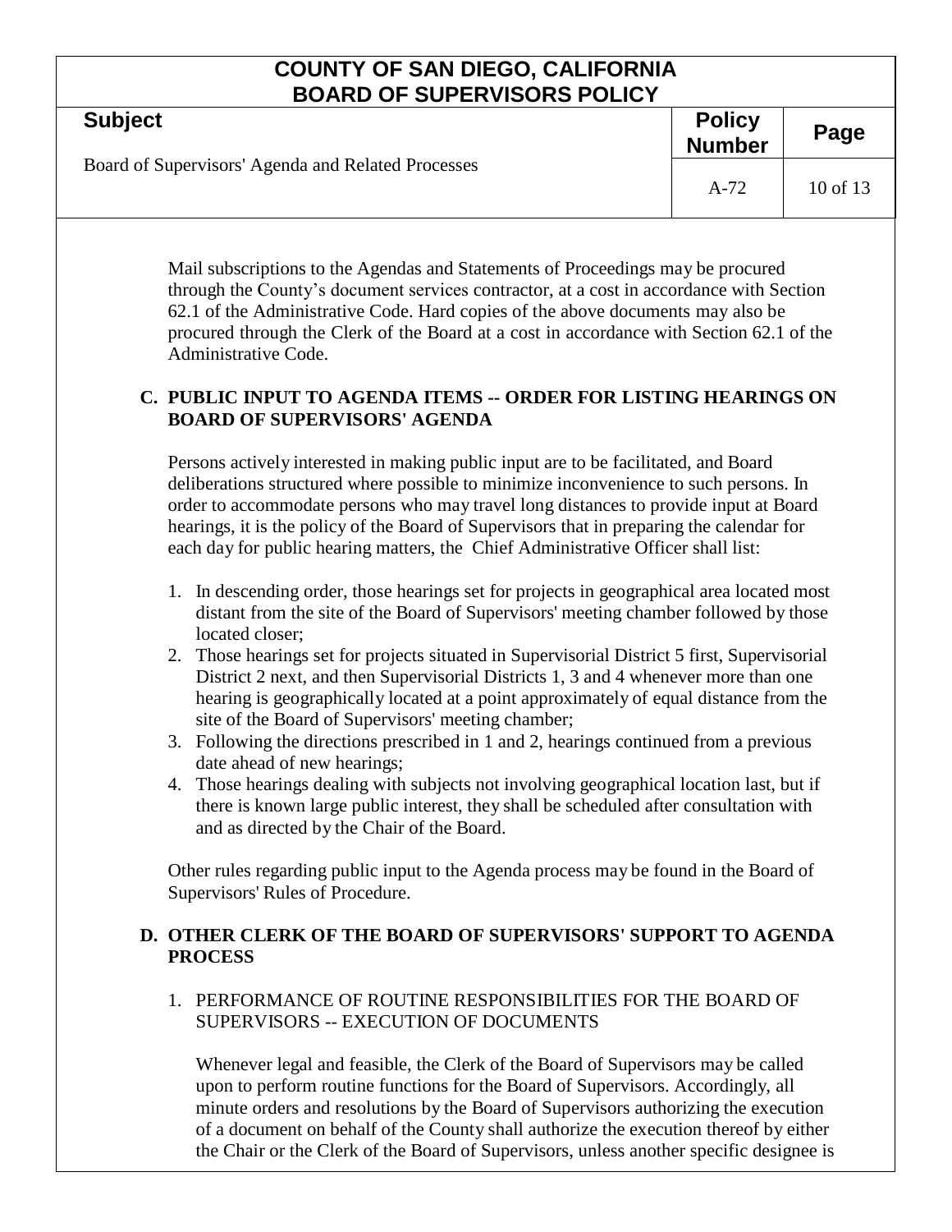Mail subscriptions to the Agendas and Statements of Proceedings may be procured through the County's document services contractor, at a cost in accordance with Section 62.1 of the Administrative Code. Hard copies of the above documents may also be procured through the Clerk of the Board at a cost in accordance with Section 62.1 of the Administrative Code.

## C. PUBLIC INPUT TO AGENDA ITEMS -- ORDER FOR LISTING HEARINGS ON BOARD OF SUPERVISORS' AGENDA

Persons actively interested in making public input are to be facilitated, and Board deliberations structured where possible to minimize inconvenience to such persons. In order to accommodate persons who may travel long distances to provide input at Board hearings, it is the policy of the Board of Supervisors that in preparing the calendar for each day for public hearing matters, the Chief Administrative Officer shall list:

1. In descending order, those hearings set for projects in geographical area located most distant from the site of the Board of Supervisors' meeting chamber followed by those located closer;
2. Those hearings set for projects situated in Supervisorial District 5 first, Supervisorial District 2 next, and then Supervisorial Districts 1, 3 and 4 whenever more than one hearing is geographically located at a point approximately of equal distance from the site of the Board of Supervisors' meeting chamber;
3. Following the directions prescribed in 1 and 2, hearings continued from a previous date ahead of new hearings;
4. Those hearings dealing with subjects not involving geographical location last, but if there is known large public interest, they shall be scheduled after consultation with and as directed by the Chair of the Board.

Other rules regarding public input to the Agenda process may be found in the Board of Supervisors' Rules of Procedure.

## D. OTHER CLERK OF THE BOARD OF SUPERVISORS' SUPPORT TO AGENDA PROCESS

1. PERFORMANCE OF ROUTINE RESPONSIBILITIES FOR THE BOARD OF SUPERVISORS -- EXECUTION OF DOCUMENTS

   Whenever legal and feasible, the Clerk of the Board of Supervisors may be called upon to perform routine functions for the Board of Supervisors. Accordingly, all minute orders and resolutions by the Board of Supervisors authorizing the execution of a document on behalf of the County shall authorize the execution thereof by either the Chair or the Clerk of the Board of Supervisors, unless another specific designee is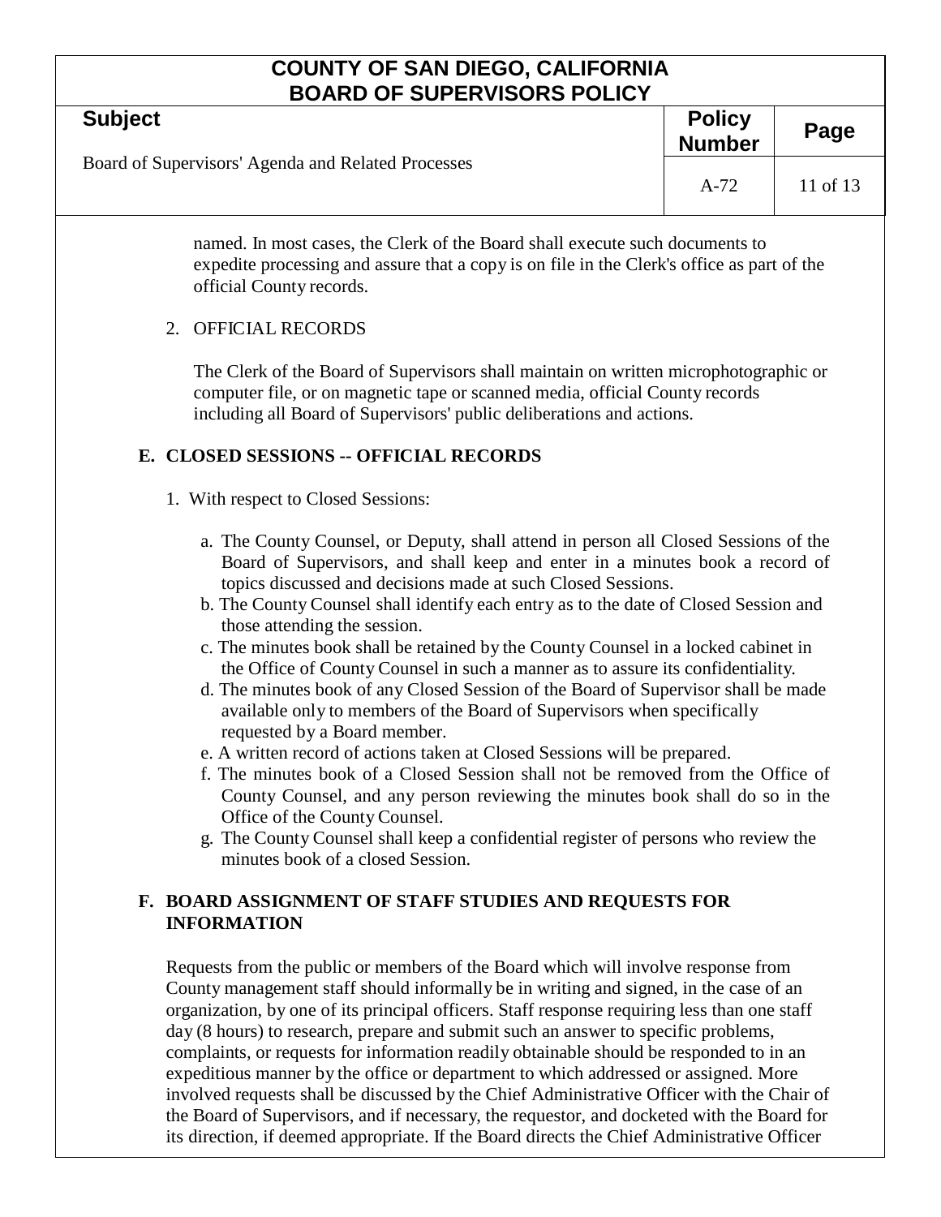named. In most cases, the Clerk of the Board shall execute such documents to expedite processing and assure that a copy is on file in the Clerk's office as part of the official County records.

2. OFFICIAL RECORDS

   The Clerk of the Board of Supervisors shall maintain on written microphotographic or computer file, or on magnetic tape or scanned media, official County records including all Board of Supervisors' public deliberations and actions.

## E. CLOSED SESSIONS -- OFFICIAL RECORDS

1. With respect to Closed Sessions:

   a. The County Counsel, or Deputy, shall attend in person all Closed Sessions of the Board of Supervisors, and shall keep and enter in a minutes book a record of topics discussed and decisions made at such Closed Sessions.
   
   b. The County Counsel shall identify each entry as to the date of Closed Session and those attending the session.
   
   c. The minutes book shall be retained by the County Counsel in a locked cabinet in the Office of County Counsel in such a manner as to assure its confidentiality.
   
   d. The minutes book of any Closed Session of the Board of Supervisor shall be made available only to members of the Board of Supervisors when specifically requested by a Board member.
   
   e. A written record of actions taken at Closed Sessions will be prepared.
   
   f. The minutes book of a Closed Session shall not be removed from the Office of County Counsel, and any person reviewing the minutes book shall do so in the Office of the County Counsel.
   
   g. The County Counsel shall keep a confidential register of persons who review the minutes book of a closed Session.

## F. BOARD ASSIGNMENT OF STAFF STUDIES AND REQUESTS FOR INFORMATION

Requests from the public or members of the Board which will involve response from County management staff should informally be in writing and signed, in the case of an organization, by one of its principal officers. Staff response requiring less than one staff day (8 hours) to research, prepare and submit such an answer to specific problems, complaints, or requests for information readily obtainable should be responded to in an expeditious manner by the office or department to which addressed or assigned. More involved requests shall be discussed by the Chief Administrative Officer with the Chair of the Board of Supervisors, and if necessary, the requestor, and docketed with the Board for its direction, if deemed appropriate. If the Board directs the Chief Administrative Officer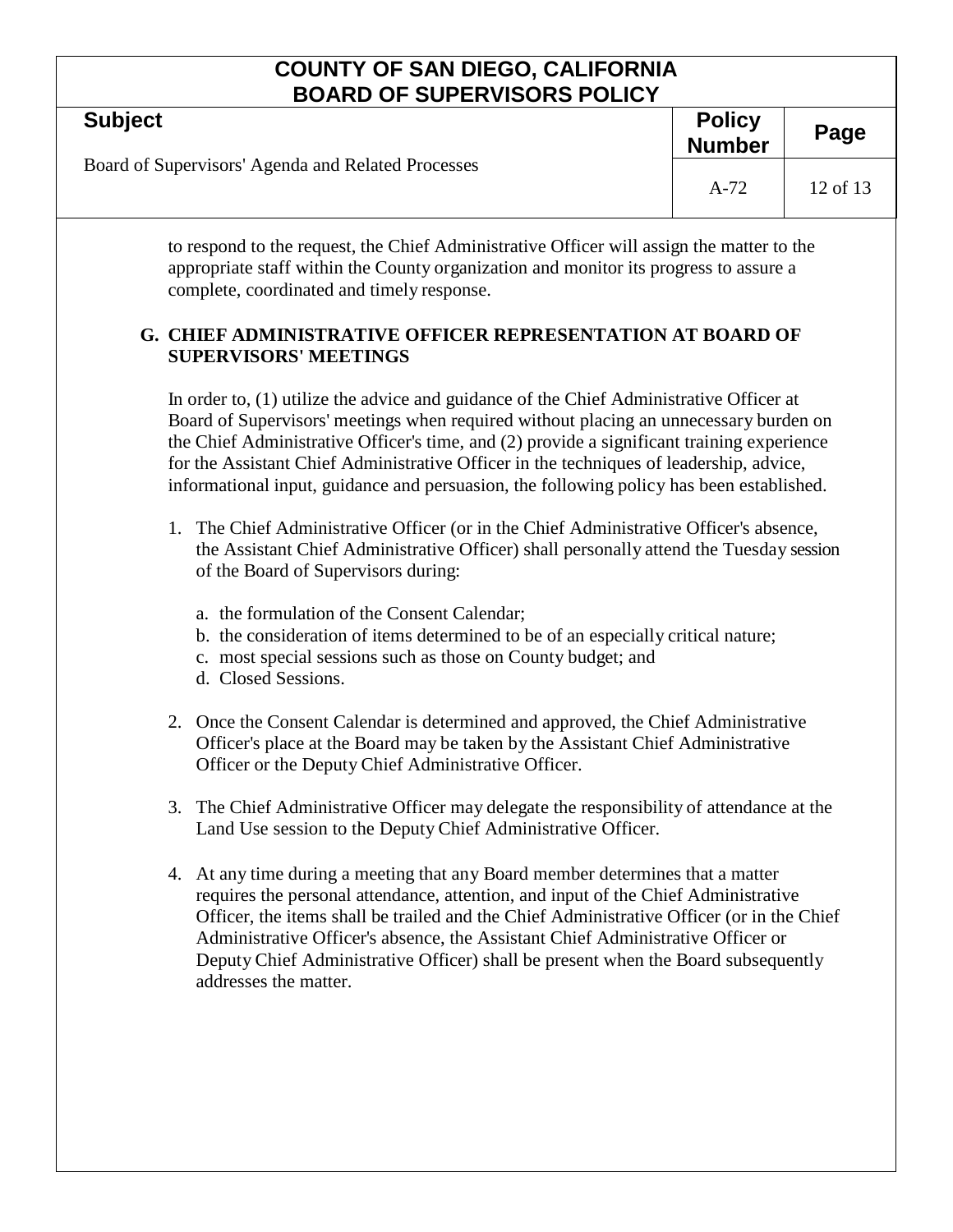to respond to the request, the Chief Administrative Officer will assign the matter to the appropriate staff within the County organization and monitor its progress to assure a complete, coordinated and timely response.

### G. CHIEF ADMINISTRATIVE OFFICER REPRESENTATION AT BOARD OF SUPERVISORS' MEETINGS

In order to, (1) utilize the advice and guidance of the Chief Administrative Officer at Board of Supervisors' meetings when required without placing an unnecessary burden on the Chief Administrative Officer's time, and (2) provide a significant training experience for the Assistant Chief Administrative Officer in the techniques of leadership, advice, informational input, guidance and persuasion, the following policy has been established.

1. The Chief Administrative Officer (or in the Chief Administrative Officer's absence, the Assistant Chief Administrative Officer) shall personally attend the Tuesday session of the Board of Supervisors during:

   a. the formulation of the Consent Calendar;
   b. the consideration of items determined to be of an especially critical nature;
   c. most special sessions such as those on County budget; and
   d. Closed Sessions.

2. Once the Consent Calendar is determined and approved, the Chief Administrative Officer's place at the Board may be taken by the Assistant Chief Administrative Officer or the Deputy Chief Administrative Officer.

3. The Chief Administrative Officer may delegate the responsibility of attendance at the Land Use session to the Deputy Chief Administrative Officer.

4. At any time during a meeting that any Board member determines that a matter requires the personal attendance, attention, and input of the Chief Administrative Officer, the items shall be trailed and the Chief Administrative Officer (or in the Chief Administrative Officer's absence, the Assistant Chief Administrative Officer or Deputy Chief Administrative Officer) shall be present when the Board subsequently addresses the matter.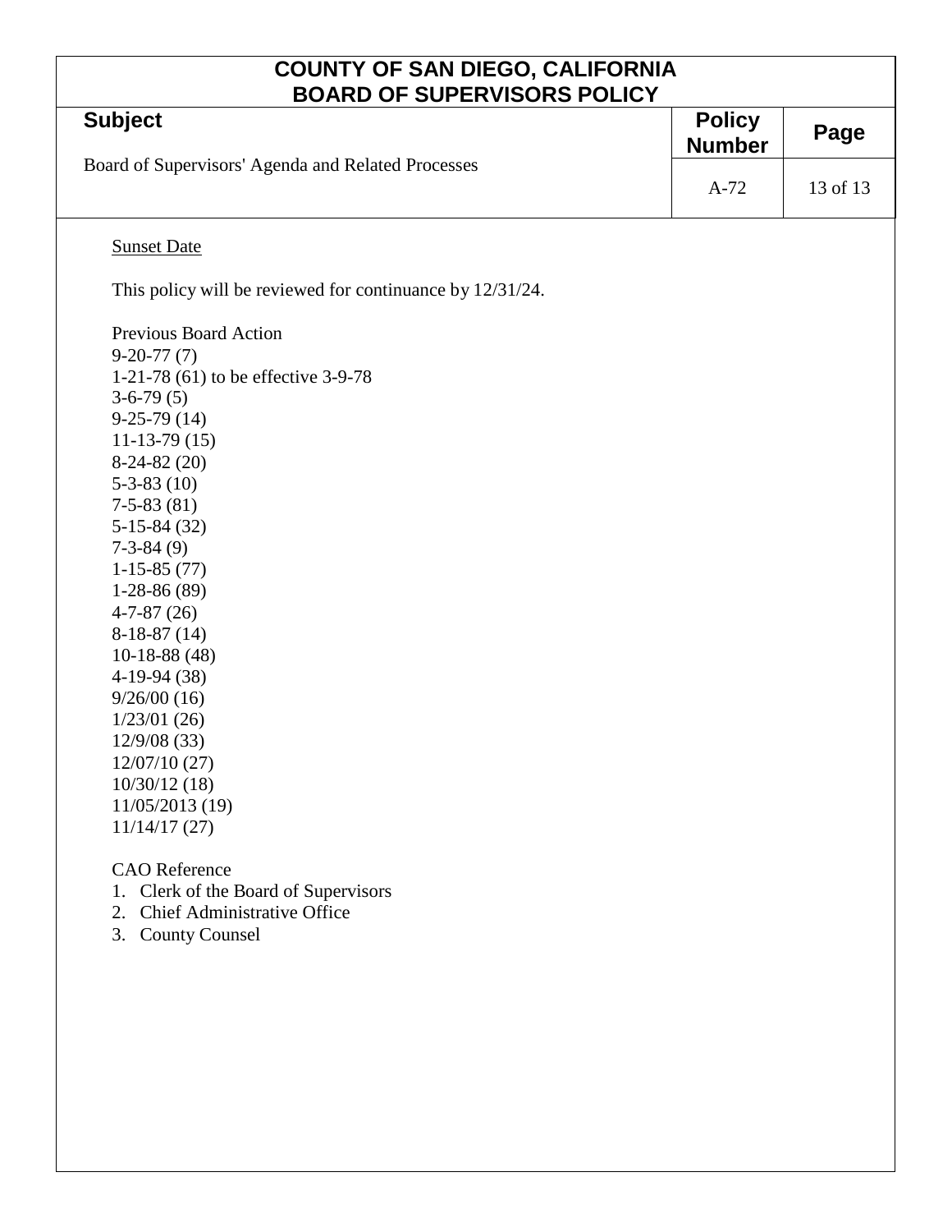Sunset Date

This policy will be reviewed for continuance by 12/31/24.

Previous Board Action
9-20-77 (7)
1-21-78 (61) to be effective 3-9-78
3-6-79 (5)
9-25-79 (14)
11-13-79 (15)
8-24-82 (20)
5-3-83 (10)
7-5-83 (81)
5-15-84 (32)
7-3-84 (9)
1-15-85 (77)
1-28-86 (89)
4-7-87 (26)
8-18-87 (14)
10-18-88 (48)
4-19-94 (38)
9/26/00 (16)
1/23/01 (26)
12/9/08 (33)
12/07/10 (27)
10/30/12 (18)
11/05/2013 (19)
11/14/17 (27)

CAO Reference

1. Clerk of the Board of Supervisors
2. Chief Administrative Office
3. County Counsel